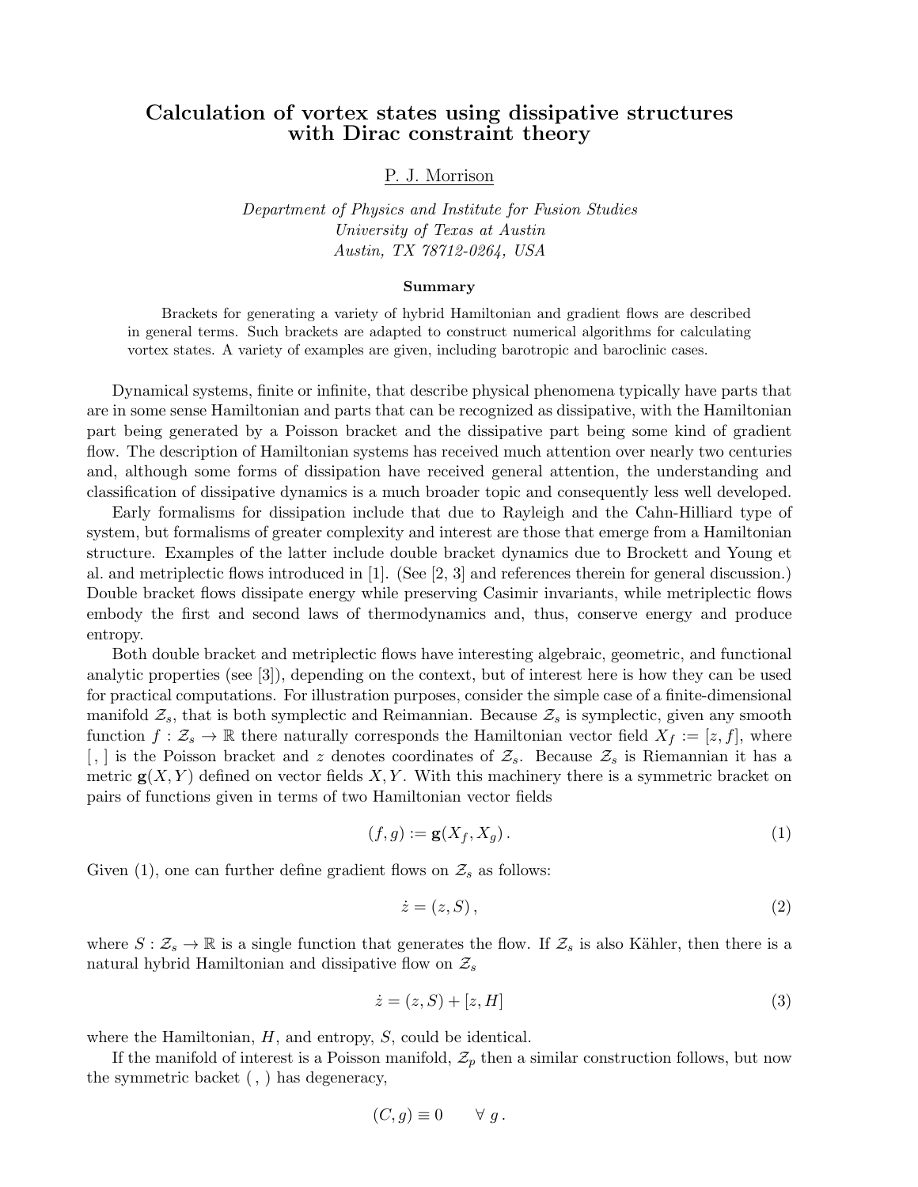# Calculation of vortex states using dissipative structures with Dirac constraint theory

P. J. Morrison

*Department of Physics and Institute for Fusion Studies*
*University of Texas at Austin*
*Austin, TX 78712-0264, USA*

### Summary

Brackets for generating a variety of hybrid Hamiltonian and gradient flows are described in general terms. Such brackets are adapted to construct numerical algorithms for calculating vortex states. A variety of examples are given, including barotropic and baroclinic cases.

Dynamical systems, finite or infinite, that describe physical phenomena typically have parts that are in some sense Hamiltonian and parts that can be recognized as dissipative, with the Hamiltonian part being generated by a Poisson bracket and the dissipative part being some kind of gradient flow. The description of Hamiltonian systems has received much attention over nearly two centuries and, although some forms of dissipation have received general attention, the understanding and classification of dissipative dynamics is a much broader topic and consequently less well developed.

Early formalisms for dissipation include that due to Rayleigh and the Cahn-Hilliard type of system, but formalisms of greater complexity and interest are those that emerge from a Hamiltonian structure. Examples of the latter include double bracket dynamics due to Brockett and Young et al. and metriplectic flows introduced in [1]. (See [2, 3] and references therein for general discussion.) Double bracket flows dissipate energy while preserving Casimir invariants, while metriplectic flows embody the first and second laws of thermodynamics and, thus, conserve energy and produce entropy.

Both double bracket and metriplectic flows have interesting algebraic, geometric, and functional analytic properties (see [3]), depending on the context, but of interest here is how they can be used for practical computations. For illustration purposes, consider the simple case of a finite-dimensional manifold $\mathcal{Z}_s$, that is both symplectic and Reimannian. Because $\mathcal{Z}_s$ is symplectic, given any smooth function $f : \mathcal{Z}_s \to \mathbb{R}$ there naturally corresponds the Hamiltonian vector field $X_f := [z, f]$, where $[\,,\,]$ is the Poisson bracket and $z$ denotes coordinates of $\mathcal{Z}_s$. Because $\mathcal{Z}_s$ is Riemannian it has a metric $\mathbf{g}(X, Y)$ defined on vector fields $X, Y$. With this machinery there is a symmetric bracket on pairs of functions given in terms of two Hamiltonian vector fields

$$(f, g) := \mathbf{g}(X_f, X_g)\,. \tag{1}$$

Given (1), one can further define gradient flows on $\mathcal{Z}_s$ as follows:

$$\dot{z} = (z, S)\,, \tag{2}$$

where $S : \mathcal{Z}_s \to \mathbb{R}$ is a single function that generates the flow. If $\mathcal{Z}_s$ is also Kähler, then there is a natural hybrid Hamiltonian and dissipative flow on $\mathcal{Z}_s$

$$\dot{z} = (z, S) + [z, H] \tag{3}$$

where the Hamiltonian, $H$, and entropy, $S$, could be identical.

If the manifold of interest is a Poisson manifold, $\mathcal{Z}_p$ then a similar construction follows, but now the symmetric backet $(\,,\,)$ has degeneracy,

$$(C, g) \equiv 0 \qquad \forall\; g\,.$$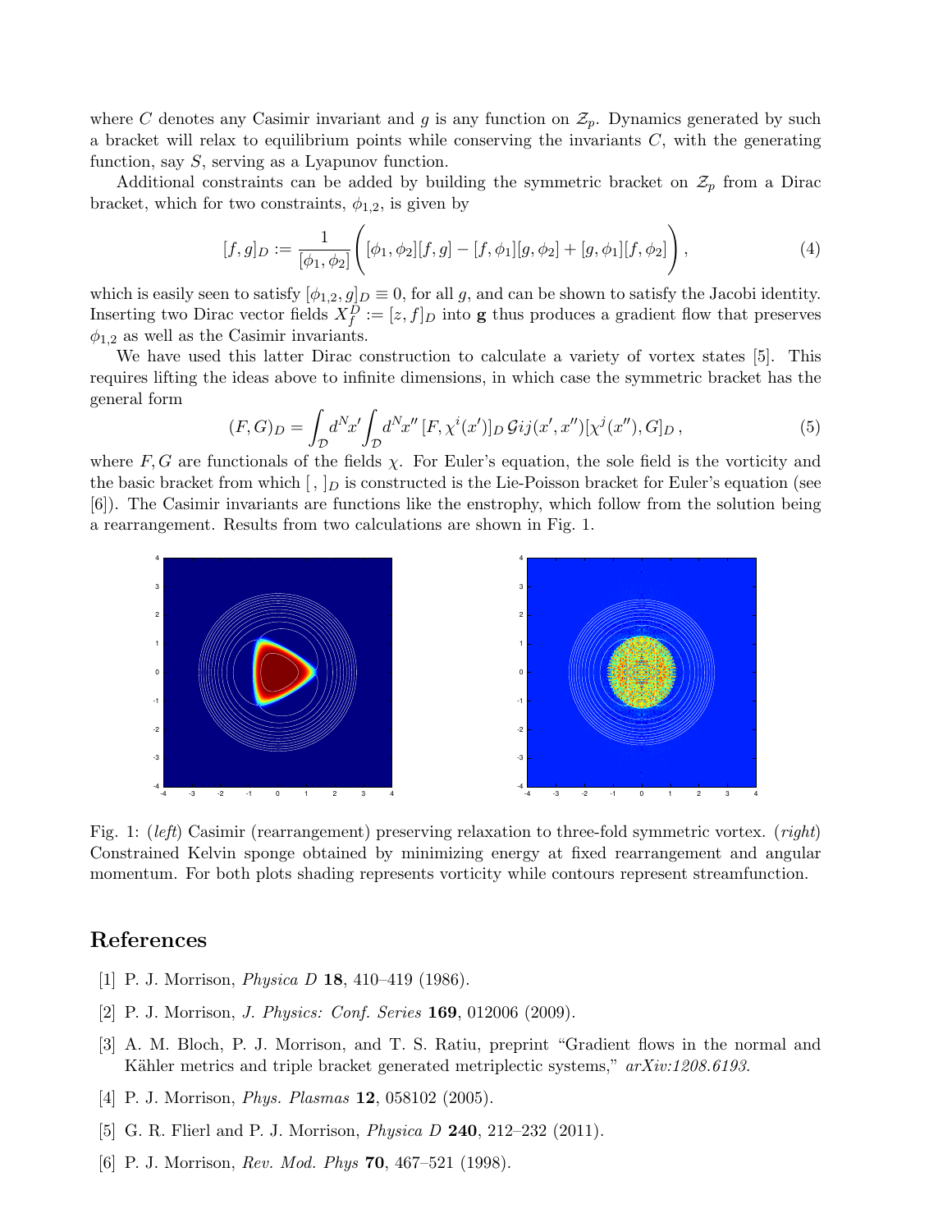where $C$ denotes any Casimir invariant and $g$ is any function on $\mathcal{Z}_p$. Dynamics generated by such a bracket will relax to equilibrium points while conserving the invariants $C$, with the generating function, say $S$, serving as a Lyapunov function.

Additional constraints can be added by building the symmetric bracket on $\mathcal{Z}_p$ from a Dirac bracket, which for two constraints, $\phi_{1,2}$, is given by

$$[f, g]_D := \frac{1}{[\phi_1, \phi_2]} \Big( [\phi_1, \phi_2][f, g] - [f, \phi_1][g, \phi_2] + [g, \phi_1][f, \phi_2] \Big) , \tag{4}$$

which is easily seen to satisfy $[\phi_{1,2}, g]_D \equiv 0$, for all $g$, and can be shown to satisfy the Jacobi identity. Inserting two Dirac vector fields $X_f^D := [z, f]_D$ into $\mathbf{g}$ thus produces a gradient flow that preserves $\phi_{1,2}$ as well as the Casimir invariants.

We have used this latter Dirac construction to calculate a variety of vortex states [5]. This requires lifting the ideas above to infinite dimensions, in which case the symmetric bracket has the general form

$$(F, G)_D = \int_{\mathcal{D}} d^N x' \int_{\mathcal{D}} d^N x'' \, [F, \chi^i(x')]_D \, \mathcal{G}ij(x', x'') [\chi^j(x''), G]_D \, , \tag{5}$$

where $F, G$ are functionals of the fields $\chi$. For Euler's equation, the sole field is the vorticity and the basic bracket from which $[\, , \,]_D$ is constructed is the Lie-Poisson bracket for Euler's equation (see [6]). The Casimir invariants are functions like the enstrophy, which follow from the solution being a rearrangement. Results from two calculations are shown in Fig. 1.

4
3
2
1
0
-1
-2
-3
-4
-4 -3 -2 -1 0 1 2 3 4

4
3
2
1
0
-1
-2
-3
-4
-4 -3 -2 -1 0 1 2 3 4

Fig. 1: (*left*) Casimir (rearrangement) preserving relaxation to three-fold symmetric vortex. (*right*) Constrained Kelvin sponge obtained by minimizing energy at fixed rearrangement and angular momentum. For both plots shading represents vorticity while contours represent streamfunction.

## References

[1] P. J. Morrison, *Physica D* **18**, 410–419 (1986).

[2] P. J. Morrison, *J. Physics: Conf. Series* **169**, 012006 (2009).

[3] A. M. Bloch, P. J. Morrison, and T. S. Ratiu, preprint "Gradient flows in the normal and Kähler metrics and triple bracket generated metriplectic systems," *arXiv:1208.6193.*

[4] P. J. Morrison, *Phys. Plasmas* **12**, 058102 (2005).

[5] G. R. Flierl and P. J. Morrison, *Physica D* **240**, 212–232 (2011).

[6] P. J. Morrison, *Rev. Mod. Phys* **70**, 467–521 (1998).